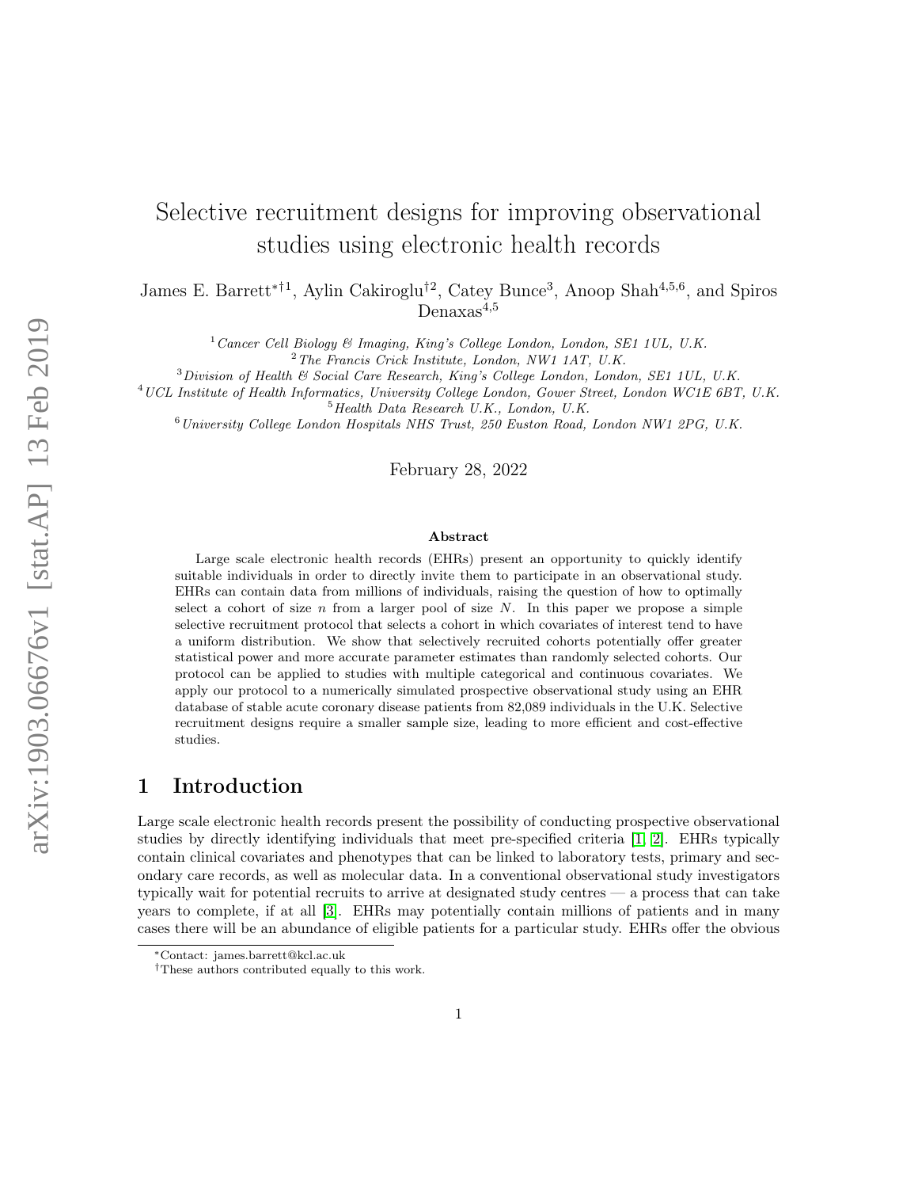// Selective recruitment designs for improving observational studies using electronic health records

James E. Barrett*[†1], Aylin Cakiroglu[†2], Catey Bunce[3], Anoop Shah[4,5,6], and Spiros Denaxas[4,5]

[1] *Cancer Cell Biology & Imaging, King's College London, London, SE1 1UL, U.K.*
[2] *The Francis Crick Institute, London, NW1 1AT, U.K.*
[3] *Division of Health & Social Care Research, King's College London, London, SE1 1UL, U.K.*
[4] *UCL Institute of Health Informatics, University College London, Gower Street, London WC1E 6BT, U.K.*
[5] *Health Data Research U.K., London, U.K.*
[6] *University College London Hospitals NHS Trust, 250 Euston Road, London NW1 2PG, U.K.*

February 28, 2022

**Abstract**

Large scale electronic health records (EHRs) present an opportunity to quickly identify suitable individuals in order to directly invite them to participate in an observational study. EHRs can contain data from millions of individuals, raising the question of how to optimally select a cohort of size $n$ from a larger pool of size $N$. In this paper we propose a simple selective recruitment protocol that selects a cohort in which covariates of interest tend to have a uniform distribution. We show that selectively recruited cohorts potentially offer greater statistical power and more accurate parameter estimates than randomly selected cohorts. Our protocol can be applied to studies with multiple categorical and continuous covariates. We apply our protocol to a numerically simulated prospective observational study using an EHR database of stable acute coronary disease patients from 82,089 individuals in the U.K. Selective recruitment designs require a smaller sample size, leading to more efficient and cost-effective studies.

## 1 Introduction

Large scale electronic health records present the possibility of conducting prospective observational studies by directly identifying individuals that meet pre-specified criteria [1, 2]. EHRs typically contain clinical covariates and phenotypes that can be linked to laboratory tests, primary and secondary care records, as well as molecular data. In a conventional observational study investigators typically wait for potential recruits to arrive at designated study centres — a process that can take years to complete, if at all [3]. EHRs may potentially contain millions of patients and in many cases there will be an abundance of eligible patients for a particular study. EHRs offer the obvious

*Contact: james.barrett@kcl.ac.uk
†These authors contributed equally to this work.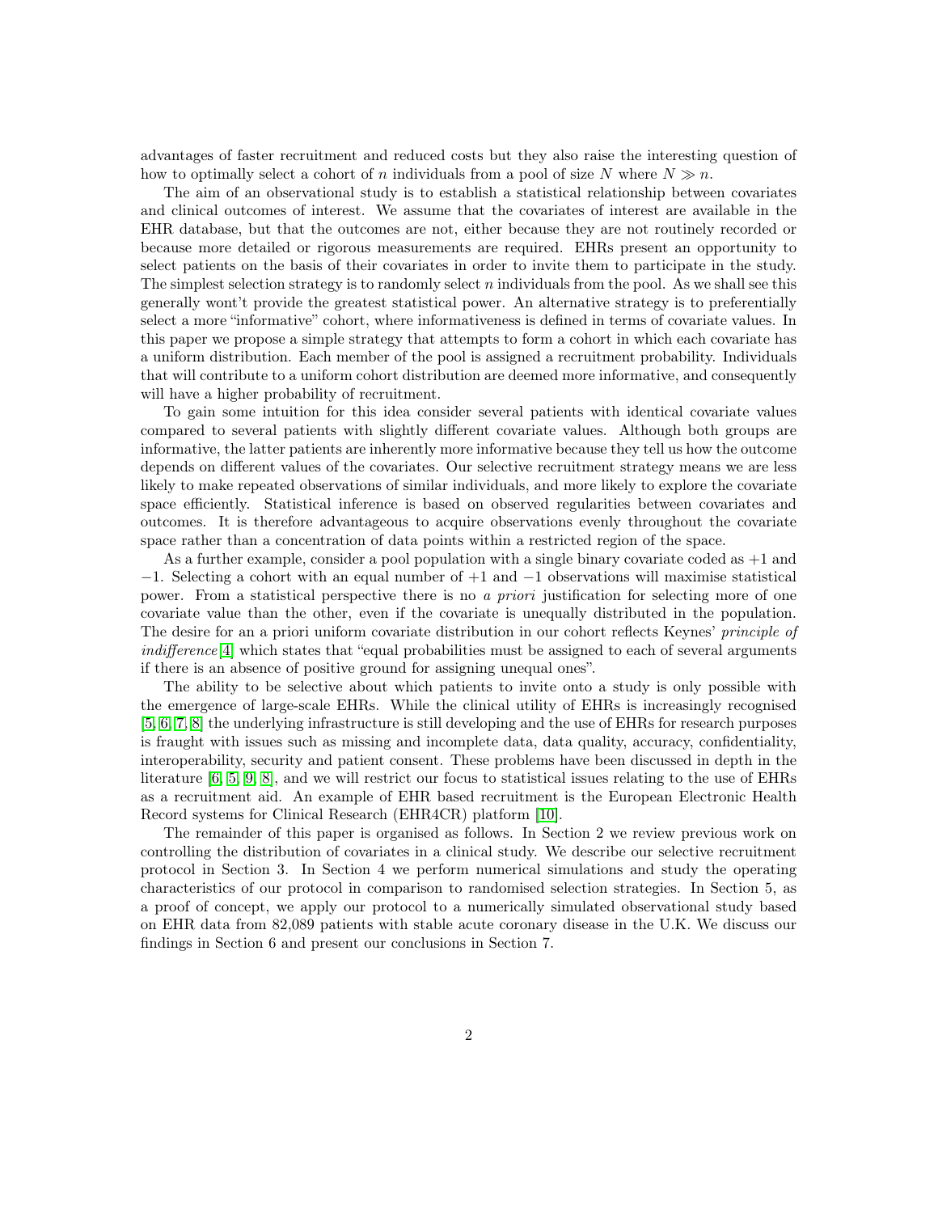advantages of faster recruitment and reduced costs but they also raise the interesting question of how to optimally select a cohort of $n$ individuals from a pool of size $N$ where $N \gg n$.

The aim of an observational study is to establish a statistical relationship between covariates and clinical outcomes of interest. We assume that the covariates of interest are available in the EHR database, but that the outcomes are not, either because they are not routinely recorded or because more detailed or rigorous measurements are required. EHRs present an opportunity to select patients on the basis of their covariates in order to invite them to participate in the study. The simplest selection strategy is to randomly select $n$ individuals from the pool. As we shall see this generally wont't provide the greatest statistical power. An alternative strategy is to preferentially select a more "informative" cohort, where informativeness is defined in terms of covariate values. In this paper we propose a simple strategy that attempts to form a cohort in which each covariate has a uniform distribution. Each member of the pool is assigned a recruitment probability. Individuals that will contribute to a uniform cohort distribution are deemed more informative, and consequently will have a higher probability of recruitment.

To gain some intuition for this idea consider several patients with identical covariate values compared to several patients with slightly different covariate values. Although both groups are informative, the latter patients are inherently more informative because they tell us how the outcome depends on different values of the covariates. Our selective recruitment strategy means we are less likely to make repeated observations of similar individuals, and more likely to explore the covariate space efficiently. Statistical inference is based on observed regularities between covariates and outcomes. It is therefore advantageous to acquire observations evenly throughout the covariate space rather than a concentration of data points within a restricted region of the space.

As a further example, consider a pool population with a single binary covariate coded as $+1$ and $-1$. Selecting a cohort with an equal number of $+1$ and $-1$ observations will maximise statistical power. From a statistical perspective there is no *a priori* justification for selecting more of one covariate value than the other, even if the covariate is unequally distributed in the population. The desire for an a priori uniform covariate distribution in our cohort reflects Keynes' *principle of indifference* [4] which states that "equal probabilities must be assigned to each of several arguments if there is an absence of positive ground for assigning unequal ones".

The ability to be selective about which patients to invite onto a study is only possible with the emergence of large-scale EHRs. While the clinical utility of EHRs is increasingly recognised [5, 6, 7, 8] the underlying infrastructure is still developing and the use of EHRs for research purposes is fraught with issues such as missing and incomplete data, data quality, accuracy, confidentiality, interoperability, security and patient consent. These problems have been discussed in depth in the literature [6, 5, 9, 8], and we will restrict our focus to statistical issues relating to the use of EHRs as a recruitment aid. An example of EHR based recruitment is the European Electronic Health Record systems for Clinical Research (EHR4CR) platform [10].

The remainder of this paper is organised as follows. In Section 2 we review previous work on controlling the distribution of covariates in a clinical study. We describe our selective recruitment protocol in Section 3. In Section 4 we perform numerical simulations and study the operating characteristics of our protocol in comparison to randomised selection strategies. In Section 5, as a proof of concept, we apply our protocol to a numerically simulated observational study based on EHR data from 82,089 patients with stable acute coronary disease in the U.K. We discuss our findings in Section 6 and present our conclusions in Section 7.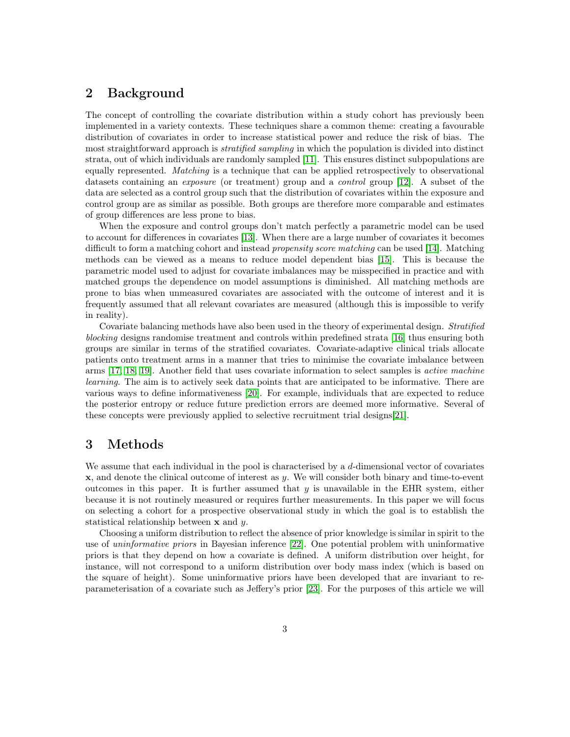## 2 Background

The concept of controlling the covariate distribution within a study cohort has previously been implemented in a variety contexts. These techniques share a common theme: creating a favourable distribution of covariates in order to increase statistical power and reduce the risk of bias. The most straightforward approach is *stratified sampling* in which the population is divided into distinct strata, out of which individuals are randomly sampled [11]. This ensures distinct subpopulations are equally represented. *Matching* is a technique that can be applied retrospectively to observational datasets containing an *exposure* (or treatment) group and a *control* group [12]. A subset of the data are selected as a control group such that the distribution of covariates within the exposure and control group are as similar as possible. Both groups are therefore more comparable and estimates of group differences are less prone to bias.

When the exposure and control groups don't match perfectly a parametric model can be used to account for differences in covariates [13]. When there are a large number of covariates it becomes difficult to form a matching cohort and instead *propensity score matching* can be used [14]. Matching methods can be viewed as a means to reduce model dependent bias [15]. This is because the parametric model used to adjust for covariate imbalances may be misspecified in practice and with matched groups the dependence on model assumptions is diminished. All matching methods are prone to bias when unmeasured covariates are associated with the outcome of interest and it is frequently assumed that all relevant covariates are measured (although this is impossible to verify in reality).

Covariate balancing methods have also been used in the theory of experimental design. *Stratified blocking* designs randomise treatment and controls within predefined strata [16] thus ensuring both groups are similar in terms of the stratified covariates. Covariate-adaptive clinical trials allocate patients onto treatment arms in a manner that tries to minimise the covariate imbalance between arms [17, 18, 19]. Another field that uses covariate information to select samples is *active machine learning*. The aim is to actively seek data points that are anticipated to be informative. There are various ways to define informativeness [20]. For example, individuals that are expected to reduce the posterior entropy or reduce future prediction errors are deemed more informative. Several of these concepts were previously applied to selective recruitment trial designs[21].

## 3 Methods

We assume that each individual in the pool is characterised by a $d$-dimensional vector of covariates $\mathbf{x}$, and denote the clinical outcome of interest as $y$. We will consider both binary and time-to-event outcomes in this paper. It is further assumed that $y$ is unavailable in the EHR system, either because it is not routinely measured or requires further measurements. In this paper we will focus on selecting a cohort for a prospective observational study in which the goal is to establish the statistical relationship between $\mathbf{x}$ and $y$.

Choosing a uniform distribution to reflect the absence of prior knowledge is similar in spirit to the use of *uninformative priors* in Bayesian inference [22]. One potential problem with uninformative priors is that they depend on how a covariate is defined. A uniform distribution over height, for instance, will not correspond to a uniform distribution over body mass index (which is based on the square of height). Some uninformative priors have been developed that are invariant to re-parameterisation of a covariate such as Jeffery's prior [23]. For the purposes of this article we will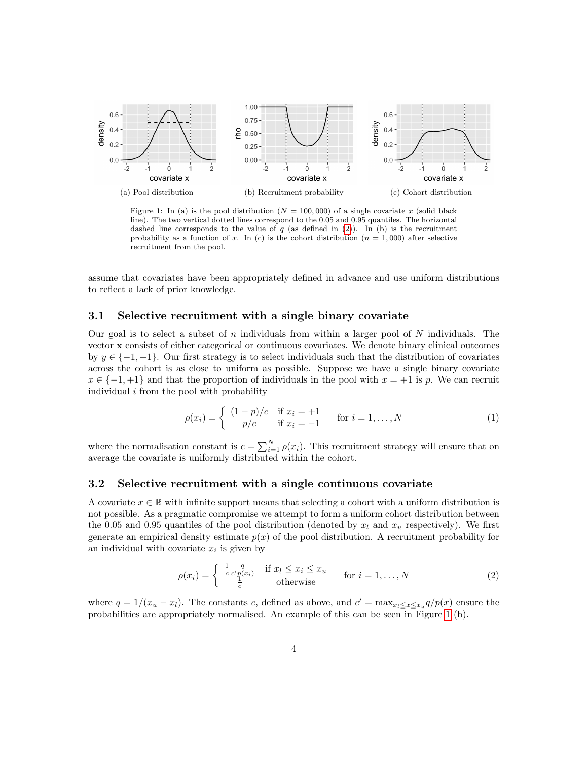(a) Pool distribution

(b) Recruitment probability

(c) Cohort distribution

Figure 1: In (a) is the pool distribution ($N = 100,000$) of a single covariate $x$ (solid black line). The two vertical dotted lines correspond to the 0.05 and 0.95 quantiles. The horizontal dashed line corresponds to the value of $q$ (as defined in (2)). In (b) is the recruitment probability as a function of $x$. In (c) is the cohort distribution ($n = 1,000$) after selective recruitment from the pool.

assume that covariates have been appropriately defined in advance and use uniform distributions to reflect a lack of prior knowledge.

### 3.1 Selective recruitment with a single binary covariate

Our goal is to select a subset of $n$ individuals from within a larger pool of $N$ individuals. The vector $\mathbf{x}$ consists of either categorical or continuous covariates. We denote binary clinical outcomes by $y \in \{-1, +1\}$. Our first strategy is to select individuals such that the distribution of covariates across the cohort is as close to uniform as possible. Suppose we have a single binary covariate $x \in \{-1, +1\}$ and that the proportion of individuals in the pool with $x = +1$ is $p$. We can recruit individual $i$ from the pool with probability

$$\rho(x_i) = \begin{cases} (1-p)/c & \text{if } x_i = +1 \\ p/c & \text{if } x_i = -1 \end{cases} \quad \text{for } i = 1, \ldots, N \tag{1}$$

where the normalisation constant is $c = \sum_{i=1}^{N} \rho(x_i)$. This recruitment strategy will ensure that on average the covariate is uniformly distributed within the cohort.

### 3.2 Selective recruitment with a single continuous covariate

A covariate $x \in \mathbb{R}$ with infinite support means that selecting a cohort with a uniform distribution is not possible. As a pragmatic compromise we attempt to form a uniform cohort distribution between the 0.05 and 0.95 quantiles of the pool distribution (denoted by $x_l$ and $x_u$ respectively). We first generate an empirical density estimate $p(x)$ of the pool distribution. A recruitment probability for an individual with covariate $x_i$ is given by

$$\rho(x_i) = \begin{cases} \frac{1}{c} \frac{q}{c' p(x_i)} & \text{if } x_l \leq x_i \leq x_u \\ \frac{1}{c} & \text{otherwise} \end{cases} \quad \text{for } i = 1, \ldots, N \tag{2}$$

where $q = 1/(x_u - x_l)$. The constants $c$, defined as above, and $c' = \max_{x_l \leq x \leq x_u} q/p(x)$ ensure the probabilities are appropriately normalised. An example of this can be seen in Figure 1 (b).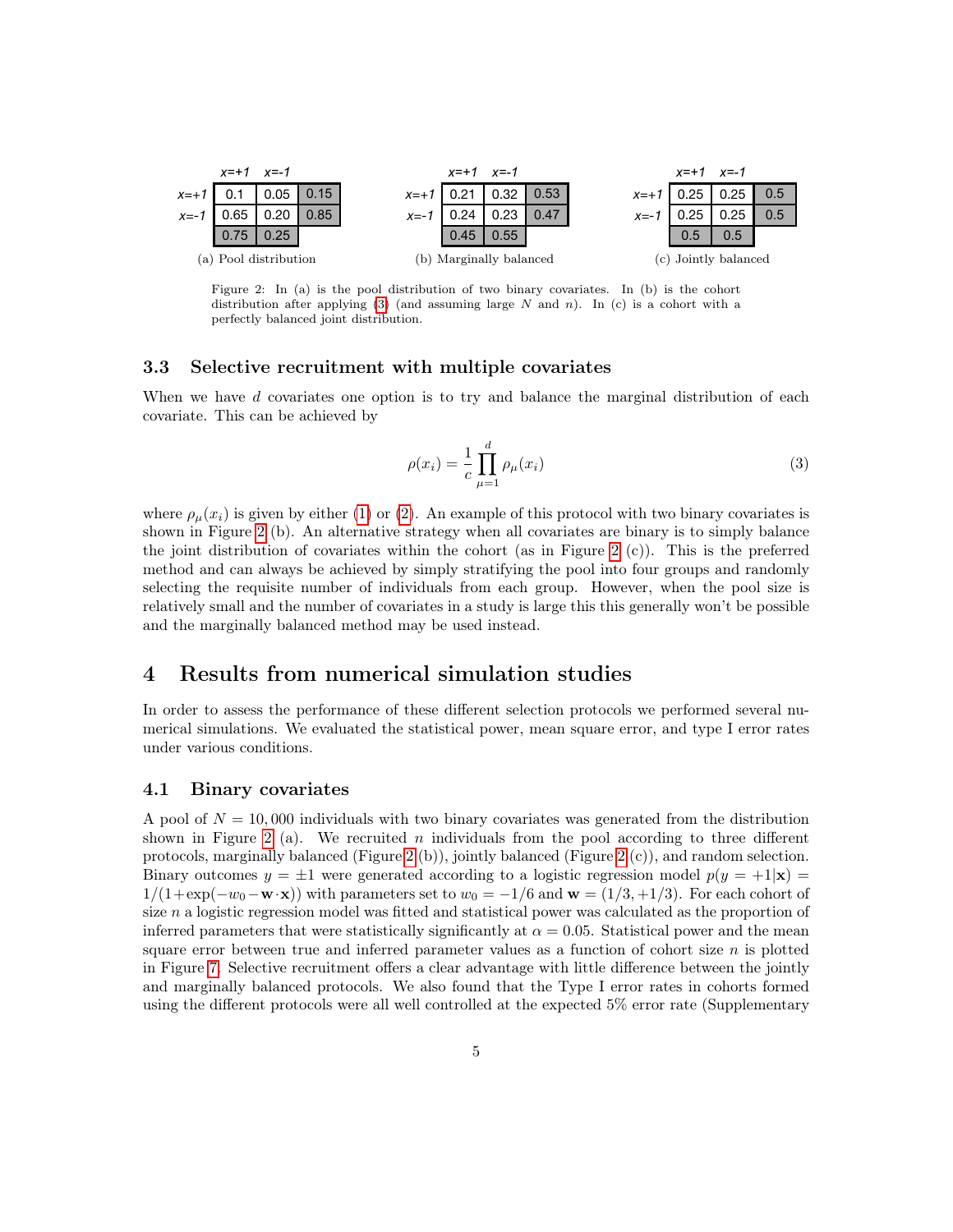| | x=+1 | x=-1 | |
|---|---|---|---|
| x=+1 | 0.1 | 0.05 | 0.15 |
| x=-1 | 0.65 | 0.20 | 0.85 |
| | 0.75 | 0.25 | |

(a) Pool distribution

| | x=+1 | x=-1 | |
|---|---|---|---|
| x=+1 | 0.21 | 0.32 | 0.53 |
| x=-1 | 0.24 | 0.23 | 0.47 |
| | 0.45 | 0.55 | |

(b) Marginally balanced

| | x=+1 | x=-1 | |
|---|---|---|---|
| x=+1 | 0.25 | 0.25 | 0.5 |
| x=-1 | 0.25 | 0.25 | 0.5 |
| | 0.5 | 0.5 | |

(c) Jointly balanced

Figure 2: In (a) is the pool distribution of two binary covariates. In (b) is the cohort distribution after applying (3) (and assuming large $N$ and $n$). In (c) is a cohort with a perfectly balanced joint distribution.

### 3.3 Selective recruitment with multiple covariates

When we have $d$ covariates one option is to try and balance the marginal distribution of each covariate. This can be achieved by

$$\rho(x_i) = \frac{1}{c} \prod_{\mu=1}^{d} \rho_\mu(x_i) \tag{3}$$

where $\rho_\mu(x_i)$ is given by either (1) or (2). An example of this protocol with two binary covariates is shown in Figure 2 (b). An alternative strategy when all covariates are binary is to simply balance the joint distribution of covariates within the cohort (as in Figure 2 (c)). This is the preferred method and can always be achieved by simply stratifying the pool into four groups and randomly selecting the requisite number of individuals from each group. However, when the pool size is relatively small and the number of covariates in a study is large this this generally won't be possible and the marginally balanced method may be used instead.

## 4 Results from numerical simulation studies

In order to assess the performance of these different selection protocols we performed several numerical simulations. We evaluated the statistical power, mean square error, and type I error rates under various conditions.

### 4.1 Binary covariates

A pool of $N = 10,000$ individuals with two binary covariates was generated from the distribution shown in Figure 2 (a). We recruited $n$ individuals from the pool according to three different protocols, marginally balanced (Figure 2 (b)), jointly balanced (Figure 2 (c)), and random selection. Binary outcomes $y = \pm 1$ were generated according to a logistic regression model $p(y = +1|\mathbf{x}) = 1/(1+\exp(-w_0 - \mathbf{w} \cdot \mathbf{x}))$ with parameters set to $w_0 = -1/6$ and $\mathbf{w} = (1/3, +1/3)$. For each cohort of size $n$ a logistic regression model was fitted and statistical power was calculated as the proportion of inferred parameters that were statistically significant at $\alpha = 0.05$. Statistical power and the mean square error between true and inferred parameter values as a function of cohort size $n$ is plotted in Figure 7. Selective recruitment offers a clear advantage with little difference between the jointly and marginally balanced protocols. We also found that the Type I error rates in cohorts formed using the different protocols were all well controlled at the expected 5% error rate (Supplementary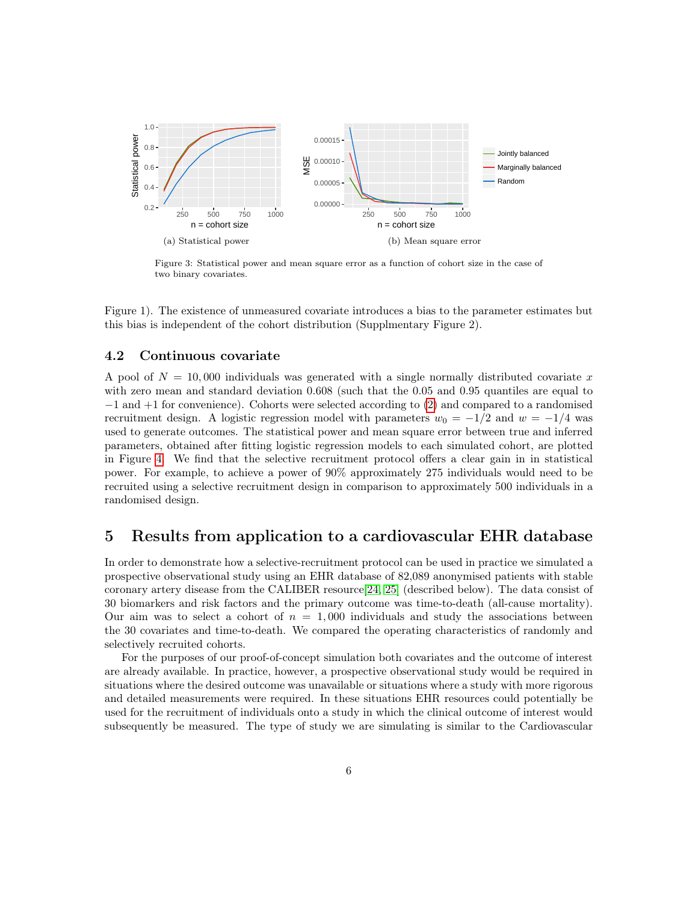(a) Statistical power

(b) Mean square error

Figure 3: Statistical power and mean square error as a function of cohort size in the case of two binary covariates.

Figure 1). The existence of unmeasured covariate introduces a bias to the parameter estimates but this bias is independent of the cohort distribution (Supplmentary Figure 2).

### 4.2 Continuous covariate

A pool of $N = 10,000$ individuals was generated with a single normally distributed covariate $x$ with zero mean and standard deviation 0.608 (such that the 0.05 and 0.95 quantiles are equal to $-1$ and $+1$ for convenience). Cohorts were selected according to (2) and compared to a randomised recruitment design. A logistic regression model with parameters $w_0 = -1/2$ and $w = -1/4$ was used to generate outcomes. The statistical power and mean square error between true and inferred parameters, obtained after fitting logistic regression models to each simulated cohort, are plotted in Figure 4. We find that the selective recruitment protocol offers a clear gain in in statistical power. For example, to achieve a power of 90% approximately 275 individuals would need to be recruited using a selective recruitment design in comparison to approximately 500 individuals in a randomised design.

## 5 Results from application to a cardiovascular EHR database

In order to demonstrate how a selective-recruitment protocol can be used in practice we simulated a prospective observational study using an EHR database of 82,089 anonymised patients with stable coronary artery disease from the CALIBER resource[24, 25] (described below). The data consist of 30 biomarkers and risk factors and the primary outcome was time-to-death (all-cause mortality). Our aim was to select a cohort of $n = 1,000$ individuals and study the associations between the 30 covariates and time-to-death. We compared the operating characteristics of randomly and selectively recruited cohorts.

For the purposes of our proof-of-concept simulation both covariates and the outcome of interest are already available. In practice, however, a prospective observational study would be required in situations where the desired outcome was unavailable or situations where a study with more rigorous and detailed measurements were required. In these situations EHR resources could potentially be used for the recruitment of individuals onto a study in which the clinical outcome of interest would subsequently be measured. The type of study we are simulating is similar to the Cardiovascular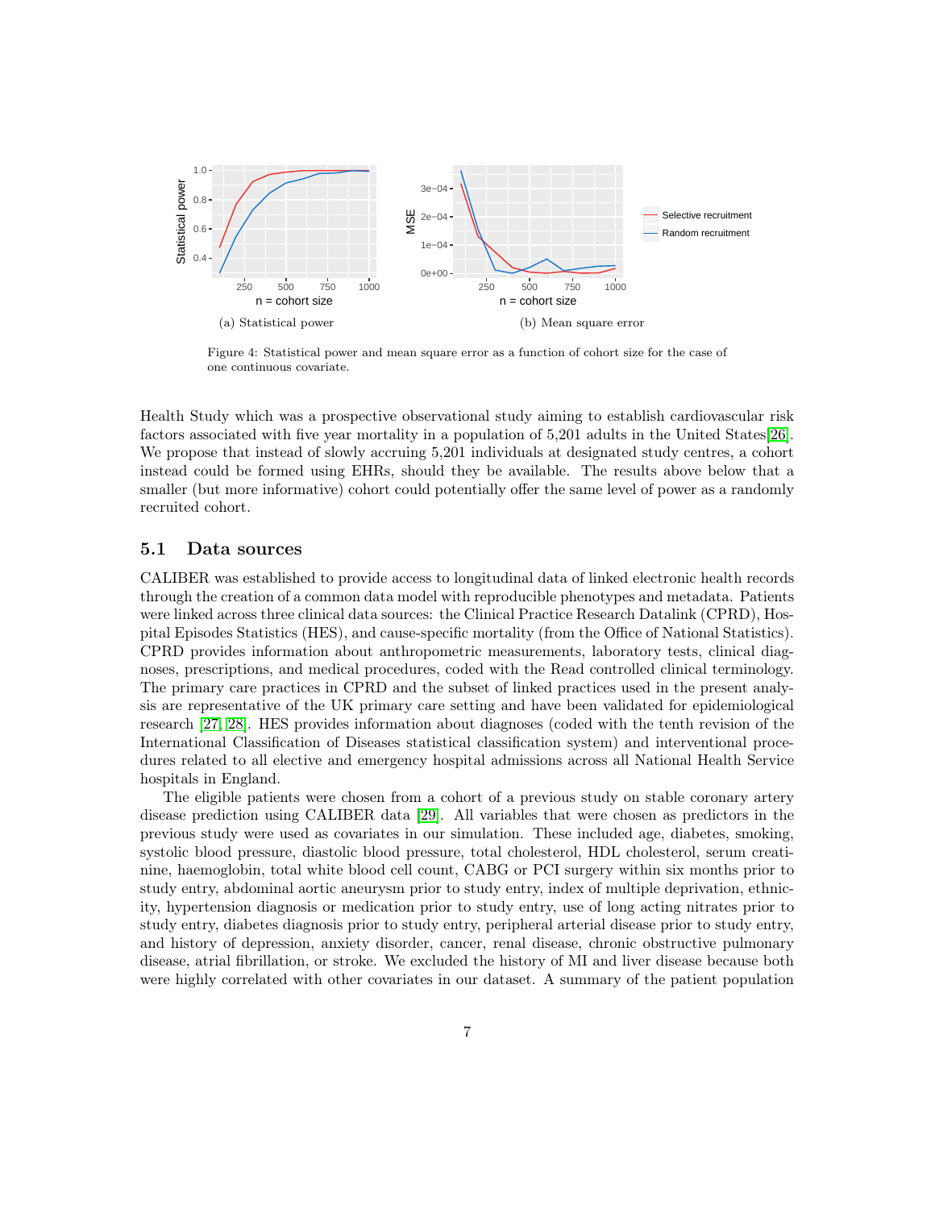(a) Statistical power

(b) Mean square error

Figure 4: Statistical power and mean square error as a function of cohort size for the case of one continuous covariate.

Health Study which was a prospective observational study aiming to establish cardiovascular risk factors associated with five year mortality in a population of 5,201 adults in the United States[26]. We propose that instead of slowly accruing 5,201 individuals at designated study centres, a cohort instead could be formed using EHRs, should they be available. The results above below that a smaller (but more informative) cohort could potentially offer the same level of power as a randomly recruited cohort.

## 5.1 Data sources

CALIBER was established to provide access to longitudinal data of linked electronic health records through the creation of a common data model with reproducible phenotypes and metadata. Patients were linked across three clinical data sources: the Clinical Practice Research Datalink (CPRD), Hospital Episodes Statistics (HES), and cause-specific mortality (from the Office of National Statistics). CPRD provides information about anthropometric measurements, laboratory tests, clinical diagnoses, prescriptions, and medical procedures, coded with the Read controlled clinical terminology. The primary care practices in CPRD and the subset of linked practices used in the present analysis are representative of the UK primary care setting and have been validated for epidemiological research [27, 28]. HES provides information about diagnoses (coded with the tenth revision of the International Classification of Diseases statistical classification system) and interventional procedures related to all elective and emergency hospital admissions across all National Health Service hospitals in England.

The eligible patients were chosen from a cohort of a previous study on stable coronary artery disease prediction using CALIBER data [29]. All variables that were chosen as predictors in the previous study were used as covariates in our simulation. These included age, diabetes, smoking, systolic blood pressure, diastolic blood pressure, total cholesterol, HDL cholesterol, serum creatinine, haemoglobin, total white blood cell count, CABG or PCI surgery within six months prior to study entry, abdominal aortic aneurysm prior to study entry, index of multiple deprivation, ethnicity, hypertension diagnosis or medication prior to study entry, use of long acting nitrates prior to study entry, diabetes diagnosis prior to study entry, peripheral arterial disease prior to study entry, and history of depression, anxiety disorder, cancer, renal disease, chronic obstructive pulmonary disease, atrial fibrillation, or stroke. We excluded the history of MI and liver disease because both were highly correlated with other covariates in our dataset. A summary of the patient population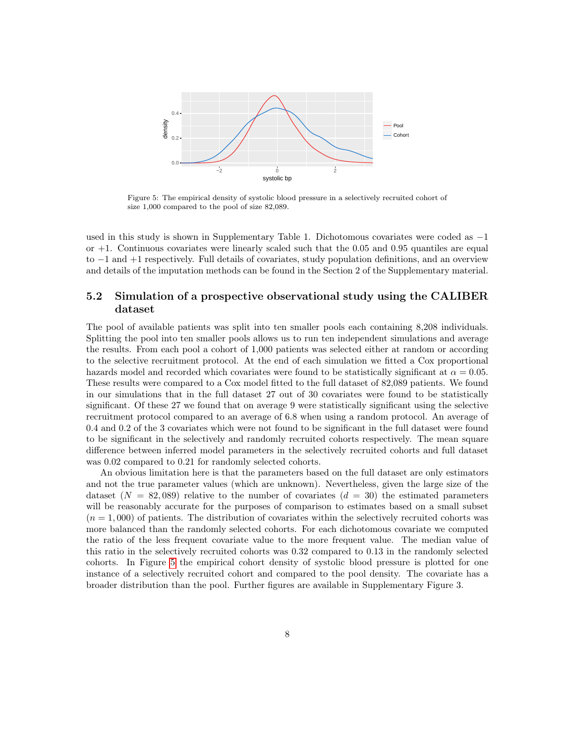Figure 5: The empirical density of systolic blood pressure in a selectively recruited cohort of size 1,000 compared to the pool of size 82,089.

used in this study is shown in Supplementary Table 1. Dichotomous covariates were coded as $-1$ or $+1$. Continuous covariates were linearly scaled such that the 0.05 and 0.95 quantiles are equal to $-1$ and $+1$ respectively. Full details of covariates, study population definitions, and an overview and details of the imputation methods can be found in the Section 2 of the Supplementary material.

## 5.2 Simulation of a prospective observational study using the CALIBER dataset

The pool of available patients was split into ten smaller pools each containing 8,208 individuals. Splitting the pool into ten smaller pools allows us to run ten independent simulations and average the results. From each pool a cohort of 1,000 patients was selected either at random or according to the selective recruitment protocol. At the end of each simulation we fitted a Cox proportional hazards model and recorded which covariates were found to be statistically significant at $\alpha = 0.05$. These results were compared to a Cox model fitted to the full dataset of 82,089 patients. We found in our simulations that in the full dataset 27 out of 30 covariates were found to be statistically significant. Of these 27 we found that on average 9 were statistically significant using the selective recruitment protocol compared to an average of 6.8 when using a random protocol. An average of 0.4 and 0.2 of the 3 covariates which were not found to be significant in the full dataset were found to be significant in the selectively and randomly recruited cohorts respectively. The mean square difference between inferred model parameters in the selectively recruited cohorts and full dataset was 0.02 compared to 0.21 for randomly selected cohorts.

An obvious limitation here is that the parameters based on the full dataset are only estimators and not the true parameter values (which are unknown). Nevertheless, given the large size of the dataset ($N = 82,089$) relative to the number of covariates ($d = 30$) the estimated parameters will be reasonably accurate for the purposes of comparison to estimates based on a small subset ($n = 1,000$) of patients. The distribution of covariates within the selectively recruited cohorts was more balanced than the randomly selected cohorts. For each dichotomous covariate we computed the ratio of the less frequent covariate value to the more frequent value. The median value of this ratio in the selectively recruited cohorts was 0.32 compared to 0.13 in the randomly selected cohorts. In Figure 5 the empirical cohort density of systolic blood pressure is plotted for one instance of a selectively recruited cohort and compared to the pool density. The covariate has a broader distribution than the pool. Further figures are available in Supplementary Figure 3.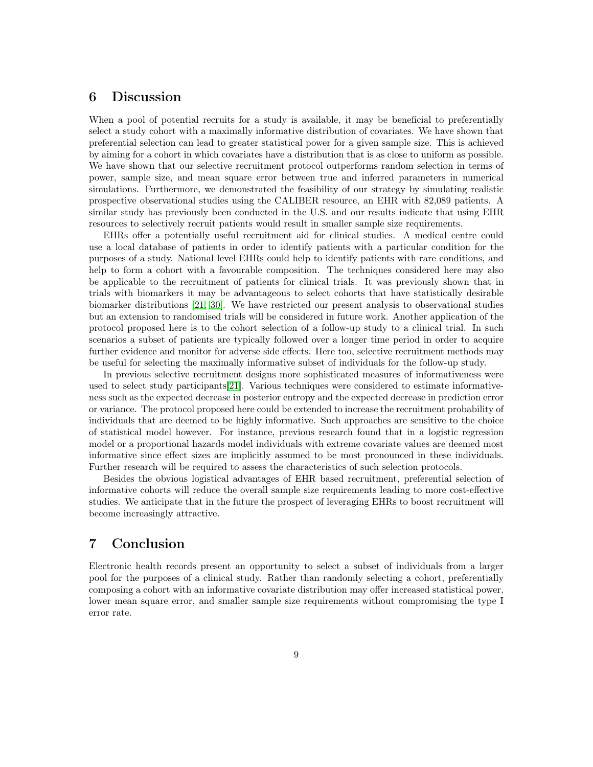# 6 Discussion

When a pool of potential recruits for a study is available, it may be beneficial to preferentially select a study cohort with a maximally informative distribution of covariates. We have shown that preferential selection can lead to greater statistical power for a given sample size. This is achieved by aiming for a cohort in which covariates have a distribution that is as close to uniform as possible. We have shown that our selective recruitment protocol outperforms random selection in terms of power, sample size, and mean square error between true and inferred parameters in numerical simulations. Furthermore, we demonstrated the feasibility of our strategy by simulating realistic prospective observational studies using the CALIBER resource, an EHR with 82,089 patients. A similar study has previously been conducted in the U.S. and our results indicate that using EHR resources to selectively recruit patients would result in smaller sample size requirements.

EHRs offer a potentially useful recruitment aid for clinical studies. A medical centre could use a local database of patients in order to identify patients with a particular condition for the purposes of a study. National level EHRs could help to identify patients with rare conditions, and help to form a cohort with a favourable composition. The techniques considered here may also be applicable to the recruitment of patients for clinical trials. It was previously shown that in trials with biomarkers it may be advantageous to select cohorts that have statistically desirable biomarker distributions [21, 30]. We have restricted our present analysis to observational studies but an extension to randomised trials will be considered in future work. Another application of the protocol proposed here is to the cohort selection of a follow-up study to a clinical trial. In such scenarios a subset of patients are typically followed over a longer time period in order to acquire further evidence and monitor for adverse side effects. Here too, selective recruitment methods may be useful for selecting the maximally informative subset of individuals for the follow-up study.

In previous selective recruitment designs more sophisticated measures of informativeness were used to select study participants[21]. Various techniques were considered to estimate informativeness such as the expected decrease in posterior entropy and the expected decrease in prediction error or variance. The protocol proposed here could be extended to increase the recruitment probability of individuals that are deemed to be highly informative. Such approaches are sensitive to the choice of statistical model however. For instance, previous research found that in a logistic regression model or a proportional hazards model individuals with extreme covariate values are deemed most informative since effect sizes are implicitly assumed to be most pronounced in these individuals. Further research will be required to assess the characteristics of such selection protocols.

Besides the obvious logistical advantages of EHR based recruitment, preferential selection of informative cohorts will reduce the overall sample size requirements leading to more cost-effective studies. We anticipate that in the future the prospect of leveraging EHRs to boost recruitment will become increasingly attractive.

# 7 Conclusion

Electronic health records present an opportunity to select a subset of individuals from a larger pool for the purposes of a clinical study. Rather than randomly selecting a cohort, preferentially composing a cohort with an informative covariate distribution may offer increased statistical power, lower mean square error, and smaller sample size requirements without compromising the type I error rate.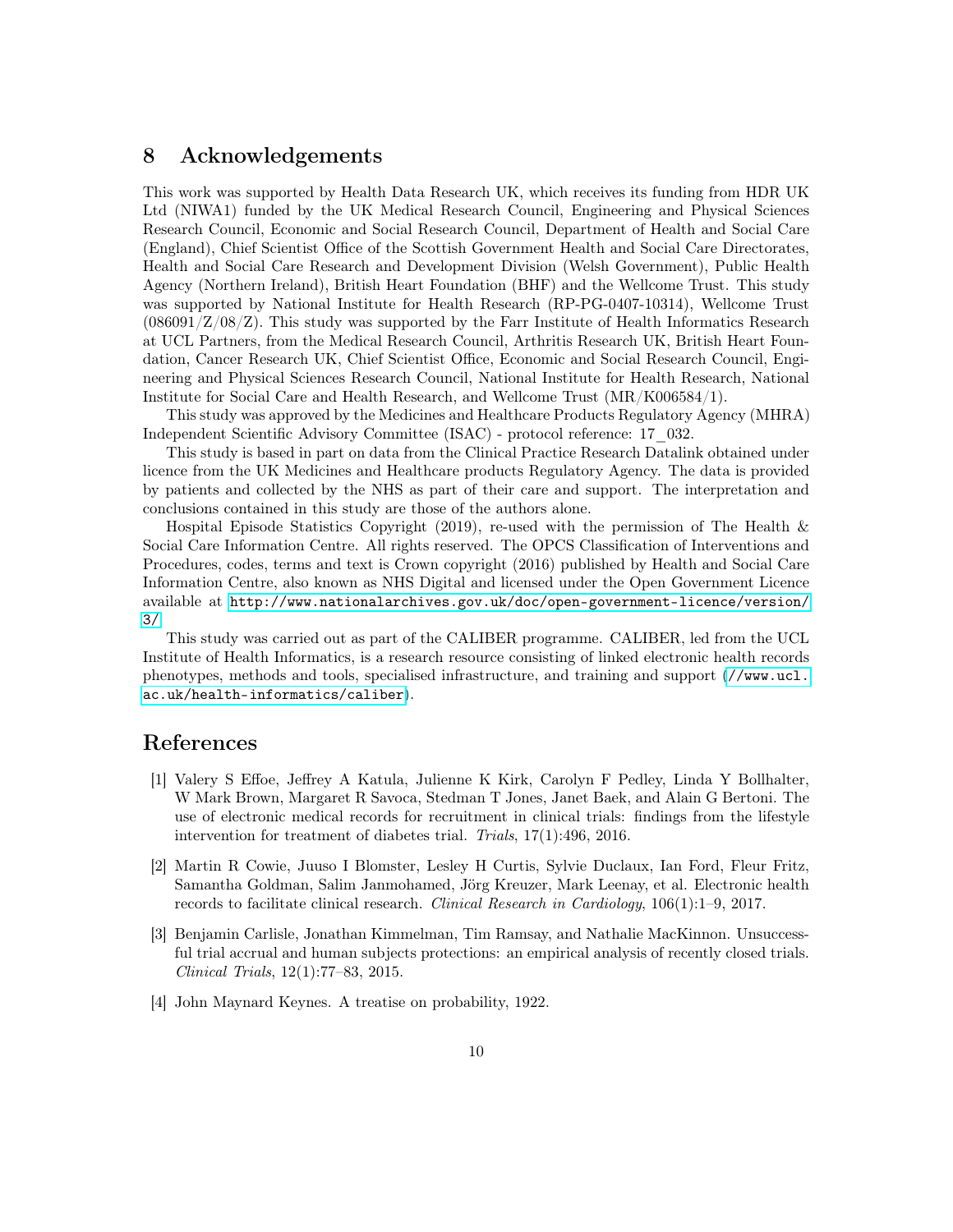## 8 Acknowledgements

This work was supported by Health Data Research UK, which receives its funding from HDR UK Ltd (NIWA1) funded by the UK Medical Research Council, Engineering and Physical Sciences Research Council, Economic and Social Research Council, Department of Health and Social Care (England), Chief Scientist Office of the Scottish Government Health and Social Care Directorates, Health and Social Care Research and Development Division (Welsh Government), Public Health Agency (Northern Ireland), British Heart Foundation (BHF) and the Wellcome Trust. This study was supported by National Institute for Health Research (RP-PG-0407-10314), Wellcome Trust (086091/Z/08/Z). This study was supported by the Farr Institute of Health Informatics Research at UCL Partners, from the Medical Research Council, Arthritis Research UK, British Heart Foundation, Cancer Research UK, Chief Scientist Office, Economic and Social Research Council, Engineering and Physical Sciences Research Council, National Institute for Health Research, National Institute for Social Care and Health Research, and Wellcome Trust (MR/K006584/1).

This study was approved by the Medicines and Healthcare Products Regulatory Agency (MHRA) Independent Scientific Advisory Committee (ISAC) - protocol reference: 17_032.

This study is based in part on data from the Clinical Practice Research Datalink obtained under licence from the UK Medicines and Healthcare products Regulatory Agency. The data is provided by patients and collected by the NHS as part of their care and support. The interpretation and conclusions contained in this study are those of the authors alone.

Hospital Episode Statistics Copyright (2019), re-used with the permission of The Health & Social Care Information Centre. All rights reserved. The OPCS Classification of Interventions and Procedures, codes, terms and text is Crown copyright (2016) published by Health and Social Care Information Centre, also known as NHS Digital and licensed under the Open Government Licence available at http://www.nationalarchives.gov.uk/doc/open-government-licence/version/3/

This study was carried out as part of the CALIBER programme. CALIBER, led from the UCL Institute of Health Informatics, is a research resource consisting of linked electronic health records phenotypes, methods and tools, specialised infrastructure, and training and support (//www.ucl.ac.uk/health-informatics/caliber).

## References

[1] Valery S Effoe, Jeffrey A Katula, Julienne K Kirk, Carolyn F Pedley, Linda Y Bollhalter, W Mark Brown, Margaret R Savoca, Stedman T Jones, Janet Baek, and Alain G Bertoni. The use of electronic medical records for recruitment in clinical trials: findings from the lifestyle intervention for treatment of diabetes trial. *Trials*, 17(1):496, 2016.

[2] Martin R Cowie, Juuso I Blomster, Lesley H Curtis, Sylvie Duclaux, Ian Ford, Fleur Fritz, Samantha Goldman, Salim Janmohamed, Jörg Kreuzer, Mark Leenay, et al. Electronic health records to facilitate clinical research. *Clinical Research in Cardiology*, 106(1):1–9, 2017.

[3] Benjamin Carlisle, Jonathan Kimmelman, Tim Ramsay, and Nathalie MacKinnon. Unsuccessful trial accrual and human subjects protections: an empirical analysis of recently closed trials. *Clinical Trials*, 12(1):77–83, 2015.

[4] John Maynard Keynes. A treatise on probability, 1922.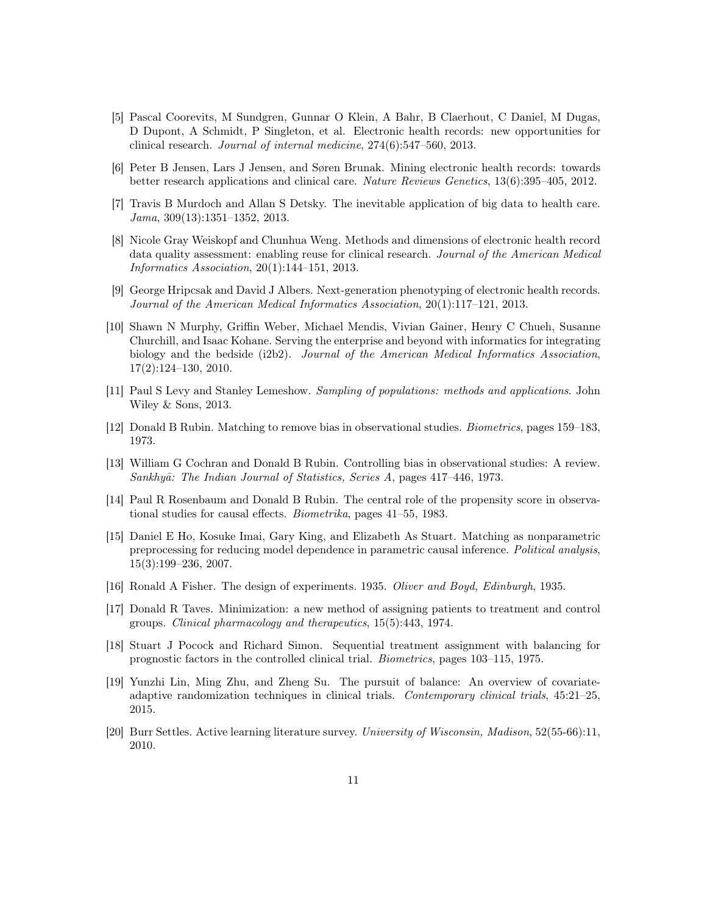[5] Pascal Coorevits, M Sundgren, Gunnar O Klein, A Bahr, B Claerhout, C Daniel, M Dugas, D Dupont, A Schmidt, P Singleton, et al. Electronic health records: new opportunities for clinical research. *Journal of internal medicine*, 274(6):547–560, 2013.

[6] Peter B Jensen, Lars J Jensen, and Søren Brunak. Mining electronic health records: towards better research applications and clinical care. *Nature Reviews Genetics*, 13(6):395–405, 2012.

[7] Travis B Murdoch and Allan S Detsky. The inevitable application of big data to health care. *Jama*, 309(13):1351–1352, 2013.

[8] Nicole Gray Weiskopf and Chunhua Weng. Methods and dimensions of electronic health record data quality assessment: enabling reuse for clinical research. *Journal of the American Medical Informatics Association*, 20(1):144–151, 2013.

[9] George Hripcsak and David J Albers. Next-generation phenotyping of electronic health records. *Journal of the American Medical Informatics Association*, 20(1):117–121, 2013.

[10] Shawn N Murphy, Griffin Weber, Michael Mendis, Vivian Gainer, Henry C Chueh, Susanne Churchill, and Isaac Kohane. Serving the enterprise and beyond with informatics for integrating biology and the bedside (i2b2). *Journal of the American Medical Informatics Association*, 17(2):124–130, 2010.

[11] Paul S Levy and Stanley Lemeshow. *Sampling of populations: methods and applications*. John Wiley & Sons, 2013.

[12] Donald B Rubin. Matching to remove bias in observational studies. *Biometrics*, pages 159–183, 1973.

[13] William G Cochran and Donald B Rubin. Controlling bias in observational studies: A review. *Sankhyā: The Indian Journal of Statistics, Series A*, pages 417–446, 1973.

[14] Paul R Rosenbaum and Donald B Rubin. The central role of the propensity score in observational studies for causal effects. *Biometrika*, pages 41–55, 1983.

[15] Daniel E Ho, Kosuke Imai, Gary King, and Elizabeth As Stuart. Matching as nonparametric preprocessing for reducing model dependence in parametric causal inference. *Political analysis*, 15(3):199–236, 2007.

[16] Ronald A Fisher. The design of experiments. 1935. *Oliver and Boyd, Edinburgh*, 1935.

[17] Donald R Taves. Minimization: a new method of assigning patients to treatment and control groups. *Clinical pharmacology and therapeutics*, 15(5):443, 1974.

[18] Stuart J Pocock and Richard Simon. Sequential treatment assignment with balancing for prognostic factors in the controlled clinical trial. *Biometrics*, pages 103–115, 1975.

[19] Yunzhi Lin, Ming Zhu, and Zheng Su. The pursuit of balance: An overview of covariate-adaptive randomization techniques in clinical trials. *Contemporary clinical trials*, 45:21–25, 2015.

[20] Burr Settles. Active learning literature survey. *University of Wisconsin, Madison*, 52(55-66):11, 2010.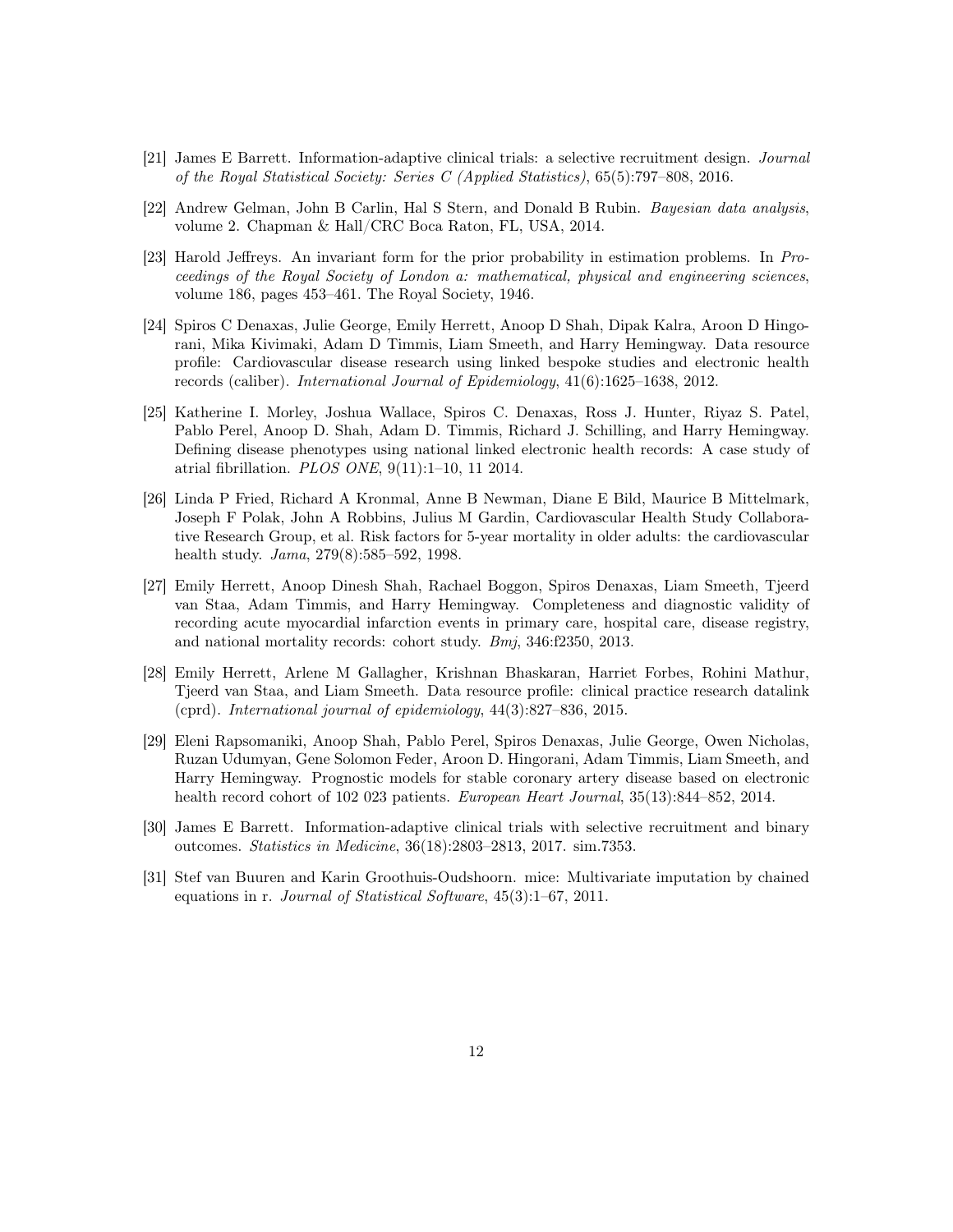[21] James E Barrett. Information-adaptive clinical trials: a selective recruitment design. *Journal of the Royal Statistical Society: Series C (Applied Statistics)*, 65(5):797–808, 2016.

[22] Andrew Gelman, John B Carlin, Hal S Stern, and Donald B Rubin. *Bayesian data analysis*, volume 2. Chapman & Hall/CRC Boca Raton, FL, USA, 2014.

[23] Harold Jeffreys. An invariant form for the prior probability in estimation problems. In *Proceedings of the Royal Society of London a: mathematical, physical and engineering sciences*, volume 186, pages 453–461. The Royal Society, 1946.

[24] Spiros C Denaxas, Julie George, Emily Herrett, Anoop D Shah, Dipak Kalra, Aroon D Hingorani, Mika Kivimaki, Adam D Timmis, Liam Smeeth, and Harry Hemingway. Data resource profile: Cardiovascular disease research using linked bespoke studies and electronic health records (caliber). *International Journal of Epidemiology*, 41(6):1625–1638, 2012.

[25] Katherine I. Morley, Joshua Wallace, Spiros C. Denaxas, Ross J. Hunter, Riyaz S. Patel, Pablo Perel, Anoop D. Shah, Adam D. Timmis, Richard J. Schilling, and Harry Hemingway. Defining disease phenotypes using national linked electronic health records: A case study of atrial fibrillation. *PLOS ONE*, 9(11):1–10, 11 2014.

[26] Linda P Fried, Richard A Kronmal, Anne B Newman, Diane E Bild, Maurice B Mittelmark, Joseph F Polak, John A Robbins, Julius M Gardin, Cardiovascular Health Study Collaborative Research Group, et al. Risk factors for 5-year mortality in older adults: the cardiovascular health study. *Jama*, 279(8):585–592, 1998.

[27] Emily Herrett, Anoop Dinesh Shah, Rachael Boggon, Spiros Denaxas, Liam Smeeth, Tjeerd van Staa, Adam Timmis, and Harry Hemingway. Completeness and diagnostic validity of recording acute myocardial infarction events in primary care, hospital care, disease registry, and national mortality records: cohort study. *Bmj*, 346:f2350, 2013.

[28] Emily Herrett, Arlene M Gallagher, Krishnan Bhaskaran, Harriet Forbes, Rohini Mathur, Tjeerd van Staa, and Liam Smeeth. Data resource profile: clinical practice research datalink (cprd). *International journal of epidemiology*, 44(3):827–836, 2015.

[29] Eleni Rapsomaniki, Anoop Shah, Pablo Perel, Spiros Denaxas, Julie George, Owen Nicholas, Ruzan Udumyan, Gene Solomon Feder, Aroon D. Hingorani, Adam Timmis, Liam Smeeth, and Harry Hemingway. Prognostic models for stable coronary artery disease based on electronic health record cohort of 102 023 patients. *European Heart Journal*, 35(13):844–852, 2014.

[30] James E Barrett. Information-adaptive clinical trials with selective recruitment and binary outcomes. *Statistics in Medicine*, 36(18):2803–2813, 2017. sim.7353.

[31] Stef van Buuren and Karin Groothuis-Oudshoorn. mice: Multivariate imputation by chained equations in r. *Journal of Statistical Software*, 45(3):1–67, 2011.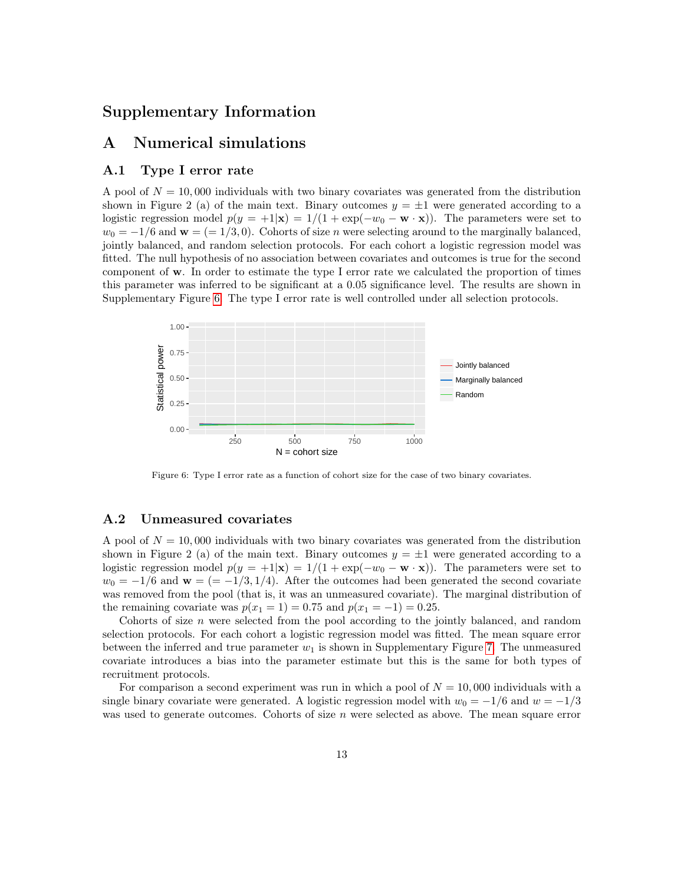# Supplementary Information

## A Numerical simulations

### A.1 Type I error rate

A pool of $N = 10,000$ individuals with two binary covariates was generated from the distribution shown in Figure 2 (a) of the main text. Binary outcomes $y = \pm 1$ were generated according to a logistic regression model $p(y = +1|\mathbf{x}) = 1/(1 + \exp(-w_0 - \mathbf{w} \cdot \mathbf{x}))$. The parameters were set to $w_0 = -1/6$ and $\mathbf{w} = (= 1/3, 0)$. Cohorts of size $n$ were selecting around to the marginally balanced, jointly balanced, and random selection protocols. For each cohort a logistic regression model was fitted. The null hypothesis of no association between covariates and outcomes is true for the second component of $\mathbf{w}$. In order to estimate the type I error rate we calculated the proportion of times this parameter was inferred to be significant at a 0.05 significance level. The results are shown in Supplementary Figure 6. The type I error rate is well controlled under all selection protocols.

Figure 6: Type I error rate as a function of cohort size for the case of two binary covariates.

### A.2 Unmeasured covariates

A pool of $N = 10,000$ individuals with two binary covariates was generated from the distribution shown in Figure 2 (a) of the main text. Binary outcomes $y = \pm 1$ were generated according to a logistic regression model $p(y = +1|\mathbf{x}) = 1/(1 + \exp(-w_0 - \mathbf{w} \cdot \mathbf{x}))$. The parameters were set to $w_0 = -1/6$ and $\mathbf{w} = (= -1/3, 1/4)$. After the outcomes had been generated the second covariate was removed from the pool (that is, it was an unmeasured covariate). The marginal distribution of the remaining covariate was $p(x_1 = 1) = 0.75$ and $p(x_1 = -1) = 0.25$.

Cohorts of size $n$ were selected from the pool according to the jointly balanced, and random selection protocols. For each cohort a logistic regression model was fitted. The mean square error between the inferred and true parameter $w_1$ is shown in Supplementary Figure 7. The unmeasured covariate introduces a bias into the parameter estimate but this is the same for both types of recruitment protocols.

For comparison a second experiment was run in which a pool of $N = 10,000$ individuals with a single binary covariate were generated. A logistic regression model with $w_0 = -1/6$ and $w = -1/3$ was used to generate outcomes. Cohorts of size $n$ were selected as above. The mean square error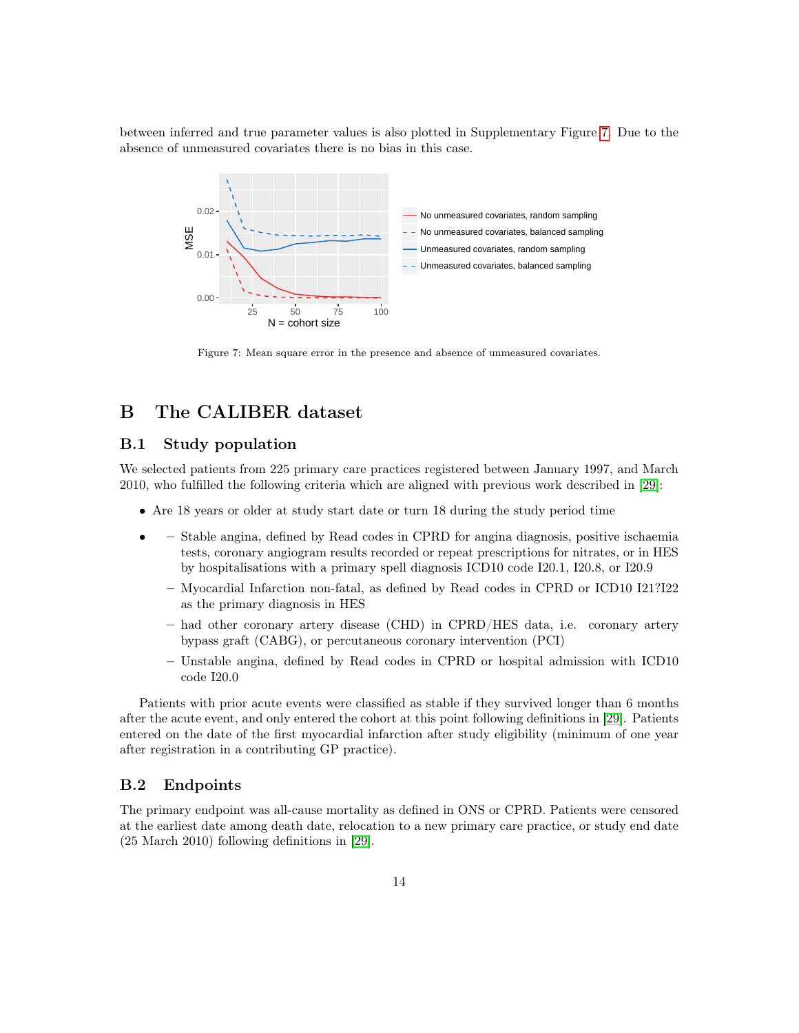between inferred and true parameter values is also plotted in Supplementary Figure 7. Due to the absence of unmeasured covariates there is no bias in this case.

Figure 7: Mean square error in the presence and absence of unmeasured covariates.

# B The CALIBER dataset

## B.1 Study population

We selected patients from 225 primary care practices registered between January 1997, and March 2010, who fulfilled the following criteria which are aligned with previous work described in [29]:

- Are 18 years or older at study start date or turn 18 during the study period time
- 
  - Stable angina, defined by Read codes in CPRD for angina diagnosis, positive ischaemia tests, coronary angiogram results recorded or repeat prescriptions for nitrates, or in HES by hospitalisations with a primary spell diagnosis ICD10 code I20.1, I20.8, or I20.9
  - Myocardial Infarction non-fatal, as defined by Read codes in CPRD or ICD10 I21?I22 as the primary diagnosis in HES
  - had other coronary artery disease (CHD) in CPRD/HES data, i.e. coronary artery bypass graft (CABG), or percutaneous coronary intervention (PCI)
  - Unstable angina, defined by Read codes in CPRD or hospital admission with ICD10 code I20.0

Patients with prior acute events were classified as stable if they survived longer than 6 months after the acute event, and only entered the cohort at this point following definitions in [29]. Patients entered on the date of the first myocardial infarction after study eligibility (minimum of one year after registration in a contributing GP practice).

## B.2 Endpoints

The primary endpoint was all-cause mortality as defined in ONS or CPRD. Patients were censored at the earliest date among death date, relocation to a new primary care practice, or study end date (25 March 2010) following definitions in [29].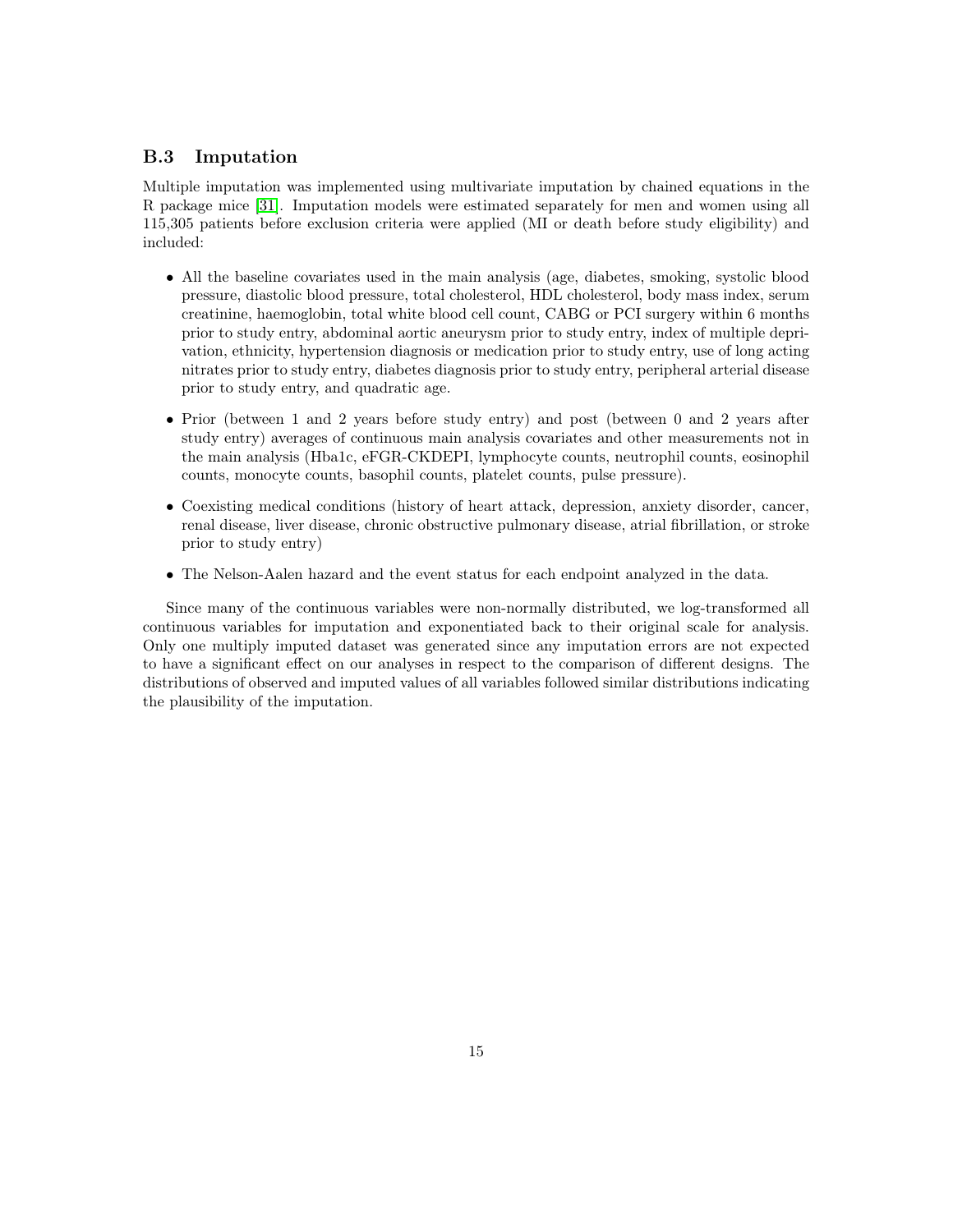### B.3 Imputation

Multiple imputation was implemented using multivariate imputation by chained equations in the R package mice [31]. Imputation models were estimated separately for men and women using all 115,305 patients before exclusion criteria were applied (MI or death before study eligibility) and included:

- All the baseline covariates used in the main analysis (age, diabetes, smoking, systolic blood pressure, diastolic blood pressure, total cholesterol, HDL cholesterol, body mass index, serum creatinine, haemoglobin, total white blood cell count, CABG or PCI surgery within 6 months prior to study entry, abdominal aortic aneurysm prior to study entry, index of multiple deprivation, ethnicity, hypertension diagnosis or medication prior to study entry, use of long acting nitrates prior to study entry, diabetes diagnosis prior to study entry, peripheral arterial disease prior to study entry, and quadratic age.
- Prior (between 1 and 2 years before study entry) and post (between 0 and 2 years after study entry) averages of continuous main analysis covariates and other measurements not in the main analysis (Hba1c, eFGR-CKDEPI, lymphocyte counts, neutrophil counts, eosinophil counts, monocyte counts, basophil counts, platelet counts, pulse pressure).
- Coexisting medical conditions (history of heart attack, depression, anxiety disorder, cancer, renal disease, liver disease, chronic obstructive pulmonary disease, atrial fibrillation, or stroke prior to study entry)
- The Nelson-Aalen hazard and the event status for each endpoint analyzed in the data.

Since many of the continuous variables were non-normally distributed, we log-transformed all continuous variables for imputation and exponentiated back to their original scale for analysis. Only one multiply imputed dataset was generated since any imputation errors are not expected to have a significant effect on our analyses in respect to the comparison of different designs. The distributions of observed and imputed values of all variables followed similar distributions indicating the plausibility of the imputation.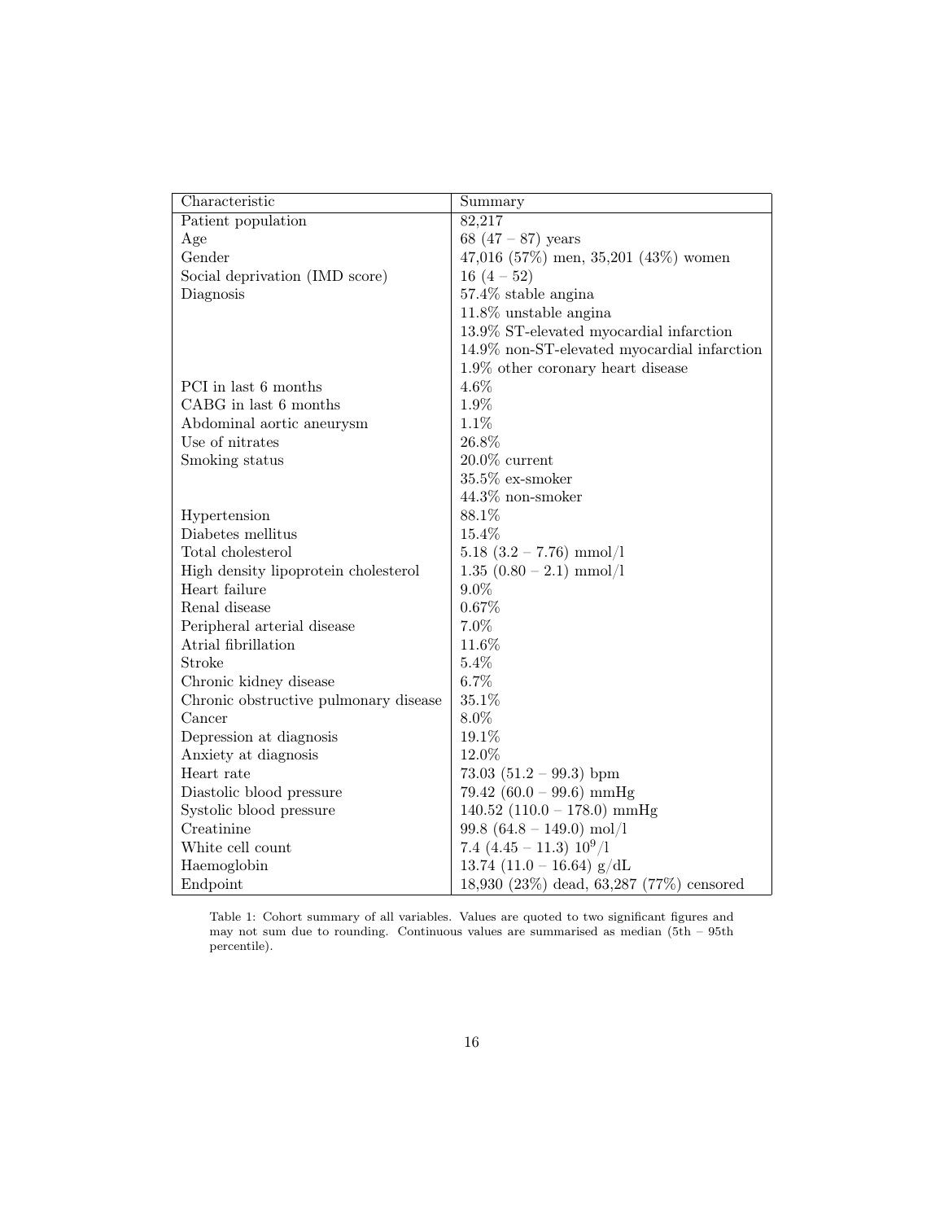| Characteristic | Summary |
|---|---|
| Patient population | 82,217 |
| Age | 68 (47 – 87) years |
| Gender | 47,016 (57%) men, 35,201 (43%) women |
| Social deprivation (IMD score) | 16 (4 – 52) |
| Diagnosis | 57.4% stable angina |
| | 11.8% unstable angina |
| | 13.9% ST-elevated myocardial infarction |
| | 14.9% non-ST-elevated myocardial infarction |
| | 1.9% other coronary heart disease |
| PCI in last 6 months | 4.6% |
| CABG in last 6 months | 1.9% |
| Abdominal aortic aneurysm | 1.1% |
| Use of nitrates | 26.8% |
| Smoking status | 20.0% current |
| | 35.5% ex-smoker |
| | 44.3% non-smoker |
| Hypertension | 88.1% |
| Diabetes mellitus | 15.4% |
| Total cholesterol | 5.18 (3.2 – 7.76) mmol/l |
| High density lipoprotein cholesterol | 1.35 (0.80 – 2.1) mmol/l |
| Heart failure | 9.0% |
| Renal disease | 0.67% |
| Peripheral arterial disease | 7.0% |
| Atrial fibrillation | 11.6% |
| Stroke | 5.4% |
| Chronic kidney disease | 6.7% |
| Chronic obstructive pulmonary disease | 35.1% |
| Cancer | 8.0% |
| Depression at diagnosis | 19.1% |
| Anxiety at diagnosis | 12.0% |
| Heart rate | 73.03 (51.2 – 99.3) bpm |
| Diastolic blood pressure | 79.42 (60.0 – 99.6) mmHg |
| Systolic blood pressure | 140.52 (110.0 – 178.0) mmHg |
| Creatinine | 99.8 (64.8 – 149.0) mol/l |
| White cell count | 7.4 (4.45 – 11.3) $10^9$/l |
| Haemoglobin | 13.74 (11.0 – 16.64) g/dL |
| Endpoint | 18,930 (23%) dead, 63,287 (77%) censored |

Table 1: Cohort summary of all variables. Values are quoted to two significant figures and may not sum due to rounding. Continuous values are summarised as median (5th – 95th percentile).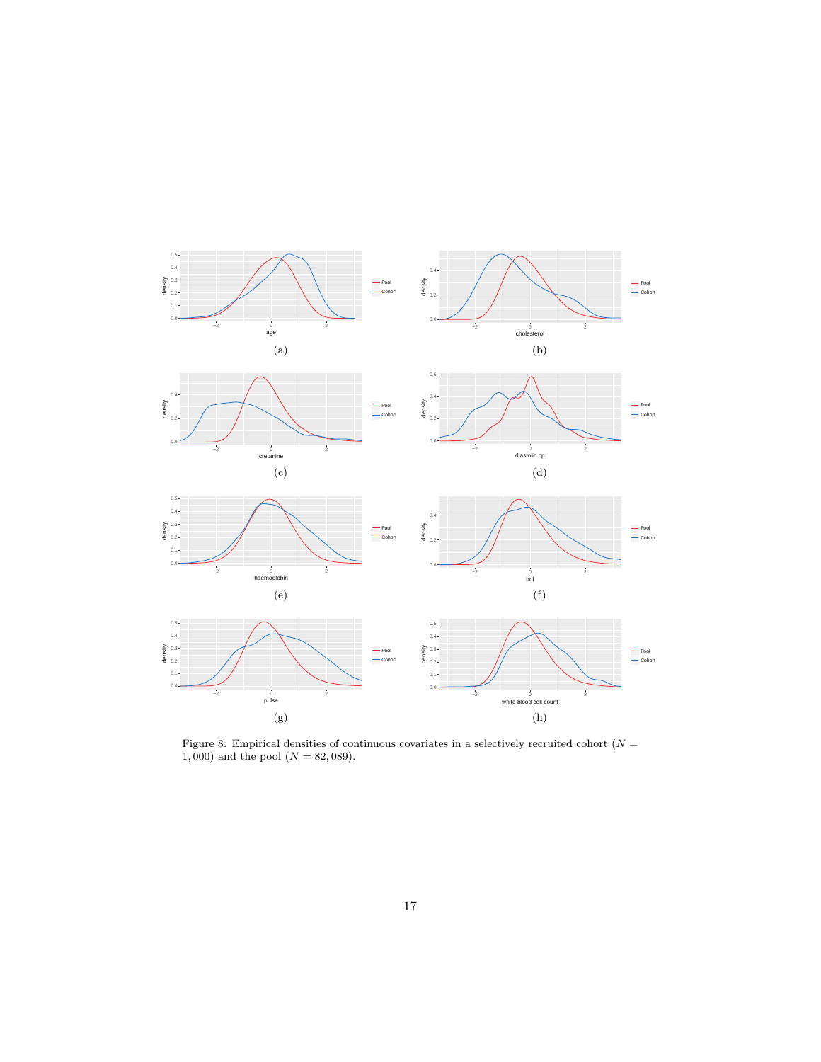(a)

(b)

(c)

(d)

(e)

(f)

(g)

(h)

Figure 8: Empirical densities of continuous covariates in a selectively recruited cohort ($N = 1,000$) and the pool ($N = 82,089$).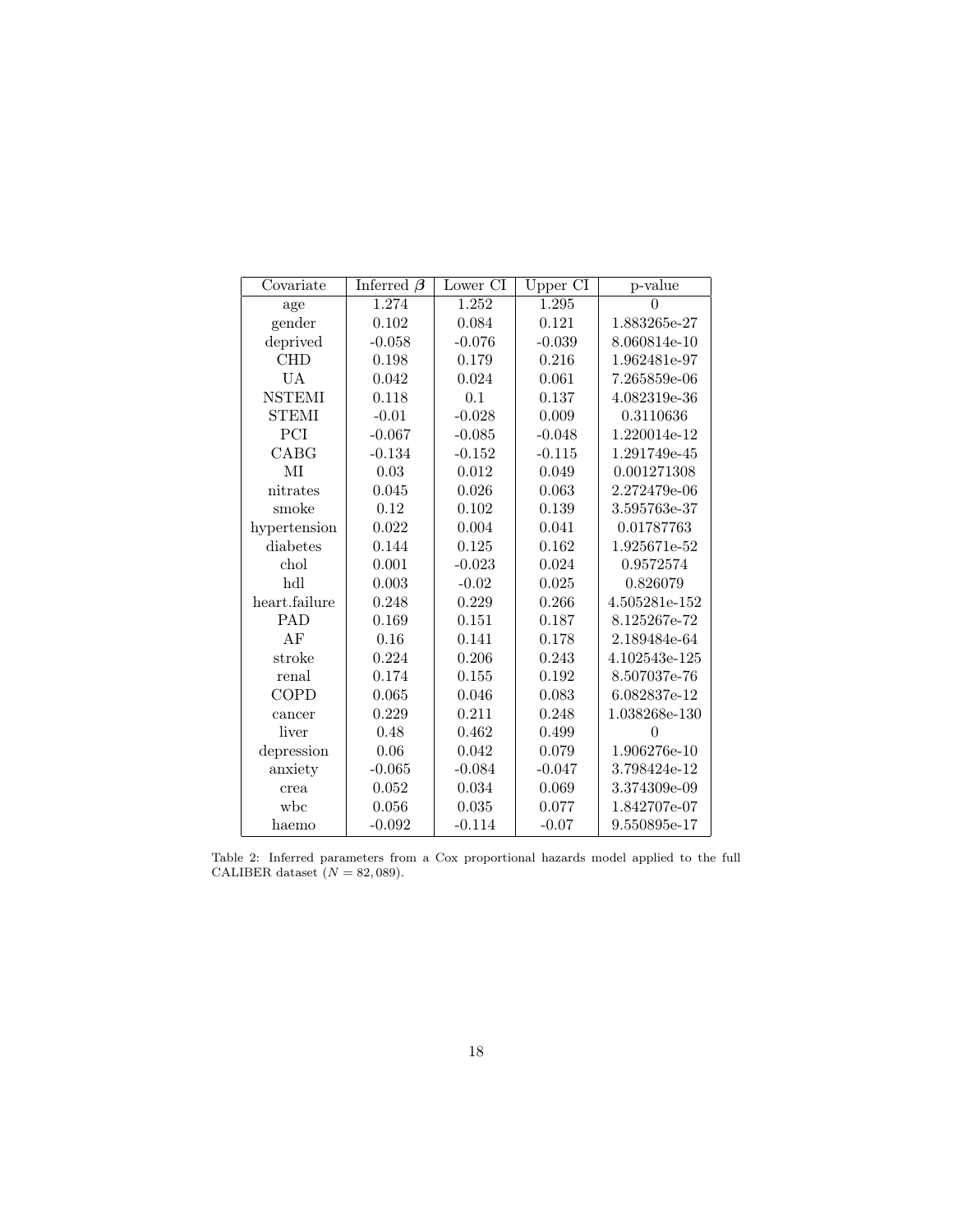| Covariate | Inferred $\boldsymbol{\beta}$ | Lower CI | Upper CI | p-value |
|---|---|---|---|---|
| age | 1.274 | 1.252 | 1.295 | 0 |
| gender | 0.102 | 0.084 | 0.121 | 1.883265e-27 |
| deprived | -0.058 | -0.076 | -0.039 | 8.060814e-10 |
| CHD | 0.198 | 0.179 | 0.216 | 1.962481e-97 |
| UA | 0.042 | 0.024 | 0.061 | 7.265859e-06 |
| NSTEMI | 0.118 | 0.1 | 0.137 | 4.082319e-36 |
| STEMI | -0.01 | -0.028 | 0.009 | 0.3110636 |
| PCI | -0.067 | -0.085 | -0.048 | 1.220014e-12 |
| CABG | -0.134 | -0.152 | -0.115 | 1.291749e-45 |
| MI | 0.03 | 0.012 | 0.049 | 0.001271308 |
| nitrates | 0.045 | 0.026 | 0.063 | 2.272479e-06 |
| smoke | 0.12 | 0.102 | 0.139 | 3.595763e-37 |
| hypertension | 0.022 | 0.004 | 0.041 | 0.01787763 |
| diabetes | 0.144 | 0.125 | 0.162 | 1.925671e-52 |
| chol | 0.001 | -0.023 | 0.024 | 0.9572574 |
| hdl | 0.003 | -0.02 | 0.025 | 0.826079 |
| heart.failure | 0.248 | 0.229 | 0.266 | 4.505281e-152 |
| PAD | 0.169 | 0.151 | 0.187 | 8.125267e-72 |
| AF | 0.16 | 0.141 | 0.178 | 2.189484e-64 |
| stroke | 0.224 | 0.206 | 0.243 | 4.102543e-125 |
| renal | 0.174 | 0.155 | 0.192 | 8.507037e-76 |
| COPD | 0.065 | 0.046 | 0.083 | 6.082837e-12 |
| cancer | 0.229 | 0.211 | 0.248 | 1.038268e-130 |
| liver | 0.48 | 0.462 | 0.499 | 0 |
| depression | 0.06 | 0.042 | 0.079 | 1.906276e-10 |
| anxiety | -0.065 | -0.084 | -0.047 | 3.798424e-12 |
| crea | 0.052 | 0.034 | 0.069 | 3.374309e-09 |
| wbc | 0.056 | 0.035 | 0.077 | 1.842707e-07 |
| haemo | -0.092 | -0.114 | -0.07 | 9.550895e-17 |

Table 2: Inferred parameters from a Cox proportional hazards model applied to the full CALIBER dataset ($N = 82,089$).